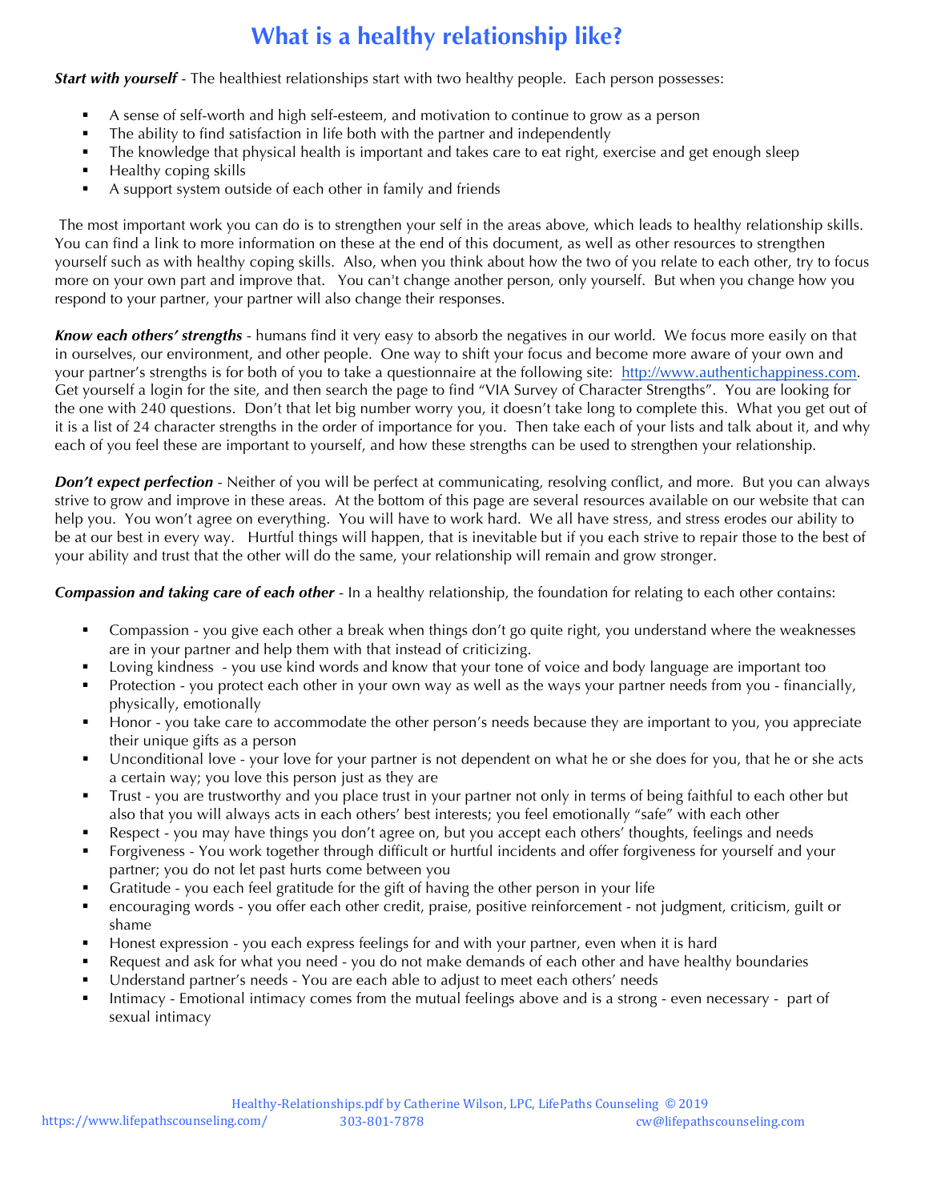# What is a healthy relationship like?

***Start with yourself*** - The healthiest relationships start with two healthy people. Each person possesses:

- A sense of self-worth and high self-esteem, and motivation to continue to grow as a person
- The ability to find satisfaction in life both with the partner and independently
- The knowledge that physical health is important and takes care to eat right, exercise and get enough sleep
- Healthy coping skills
- A support system outside of each other in family and friends

The most important work you can do is to strengthen your self in the areas above, which leads to healthy relationship skills. You can find a link to more information on these at the end of this document, as well as other resources to strengthen yourself such as with healthy coping skills. Also, when you think about how the two of you relate to each other, try to focus more on your own part and improve that. You can't change another person, only yourself. But when you change how you respond to your partner, your partner will also change their responses.

***Know each others' strengths*** - humans find it very easy to absorb the negatives in our world. We focus more easily on that in ourselves, our environment, and other people. One way to shift your focus and become more aware of your own and your partner's strengths is for both of you to take a questionnaire at the following site: [http://www.authentichappiness.com](http://www.authentichappiness.com). Get yourself a login for the site, and then search the page to find "VIA Survey of Character Strengths". You are looking for the one with 240 questions. Don't that let big number worry you, it doesn't take long to complete this. What you get out of it is a list of 24 character strengths in the order of importance for you. Then take each of your lists and talk about it, and why each of you feel these are important to yourself, and how these strengths can be used to strengthen your relationship.

***Don't expect perfection*** - Neither of you will be perfect at communicating, resolving conflict, and more. But you can always strive to grow and improve in these areas. At the bottom of this page are several resources available on our website that can help you. You won't agree on everything. You will have to work hard. We all have stress, and stress erodes our ability to be at our best in every way. Hurtful things will happen, that is inevitable but if you each strive to repair those to the best of your ability and trust that the other will do the same, your relationship will remain and grow stronger.

***Compassion and taking care of each other*** - In a healthy relationship, the foundation for relating to each other contains:

- Compassion - you give each other a break when things don't go quite right, you understand where the weaknesses are in your partner and help them with that instead of criticizing.
- Loving kindness - you use kind words and know that your tone of voice and body language are important too
- Protection - you protect each other in your own way as well as the ways your partner needs from you - financially, physically, emotionally
- Honor - you take care to accommodate the other person's needs because they are important to you, you appreciate their unique gifts as a person
- Unconditional love - your love for your partner is not dependent on what he or she does for you, that he or she acts a certain way; you love this person just as they are
- Trust - you are trustworthy and you place trust in your partner not only in terms of being faithful to each other but also that you will always acts in each others' best interests; you feel emotionally "safe" with each other
- Respect - you may have things you don't agree on, but you accept each others' thoughts, feelings and needs
- Forgiveness - You work together through difficult or hurtful incidents and offer forgiveness for yourself and your partner; you do not let past hurts come between you
- Gratitude - you each feel gratitude for the gift of having the other person in your life
- encouraging words - you offer each other credit, praise, positive reinforcement - not judgment, criticism, guilt or shame
- Honest expression - you each express feelings for and with your partner, even when it is hard
- Request and ask for what you need - you do not make demands of each other and have healthy boundaries
- Understand partner's needs - You are each able to adjust to meet each others' needs
- Intimacy - Emotional intimacy comes from the mutual feelings above and is a strong - even necessary - part of sexual intimacy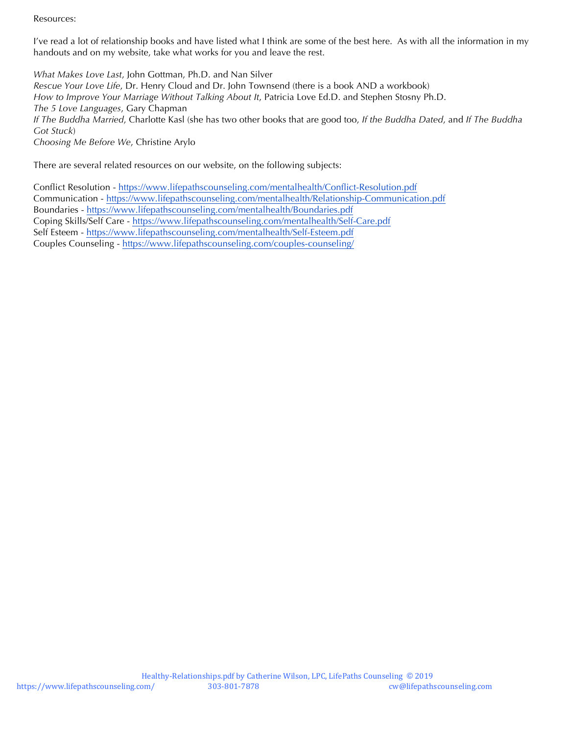Resources:

I've read a lot of relationship books and have listed what I think are some of the best here. As with all the information in my handouts and on my website, take what works for you and leave the rest.

*What Makes Love Last*, John Gottman, Ph.D. and Nan Silver
*Rescue Your Love Life*, Dr. Henry Cloud and Dr. John Townsend (there is a book AND a workbook)
*How to Improve Your Marriage Without Talking About It*, Patricia Love Ed.D. and Stephen Stosny Ph.D.
*The 5 Love Languages*, Gary Chapman
*If The Buddha Married*, Charlotte Kasl (she has two other books that are good too, *If the Buddha Dated*, and *If The Buddha Got Stuck*)
*Choosing Me Before We*, Christine Arylo

There are several related resources on our website, on the following subjects:

Conflict Resolution - https://www.lifepathscounseling.com/mentalhealth/Conflict-Resolution.pdf
Communication - https://www.lifepathscounseling.com/mentalhealth/Relationship-Communication.pdf
Boundaries - https://www.lifepathscounseling.com/mentalhealth/Boundaries.pdf
Coping Skills/Self Care - https://www.lifepathscounseling.com/mentalhealth/Self-Care.pdf
Self Esteem - https://www.lifepathscounseling.com/mentalhealth/Self-Esteem.pdf
Couples Counseling - https://www.lifepathscounseling.com/couples-counseling/